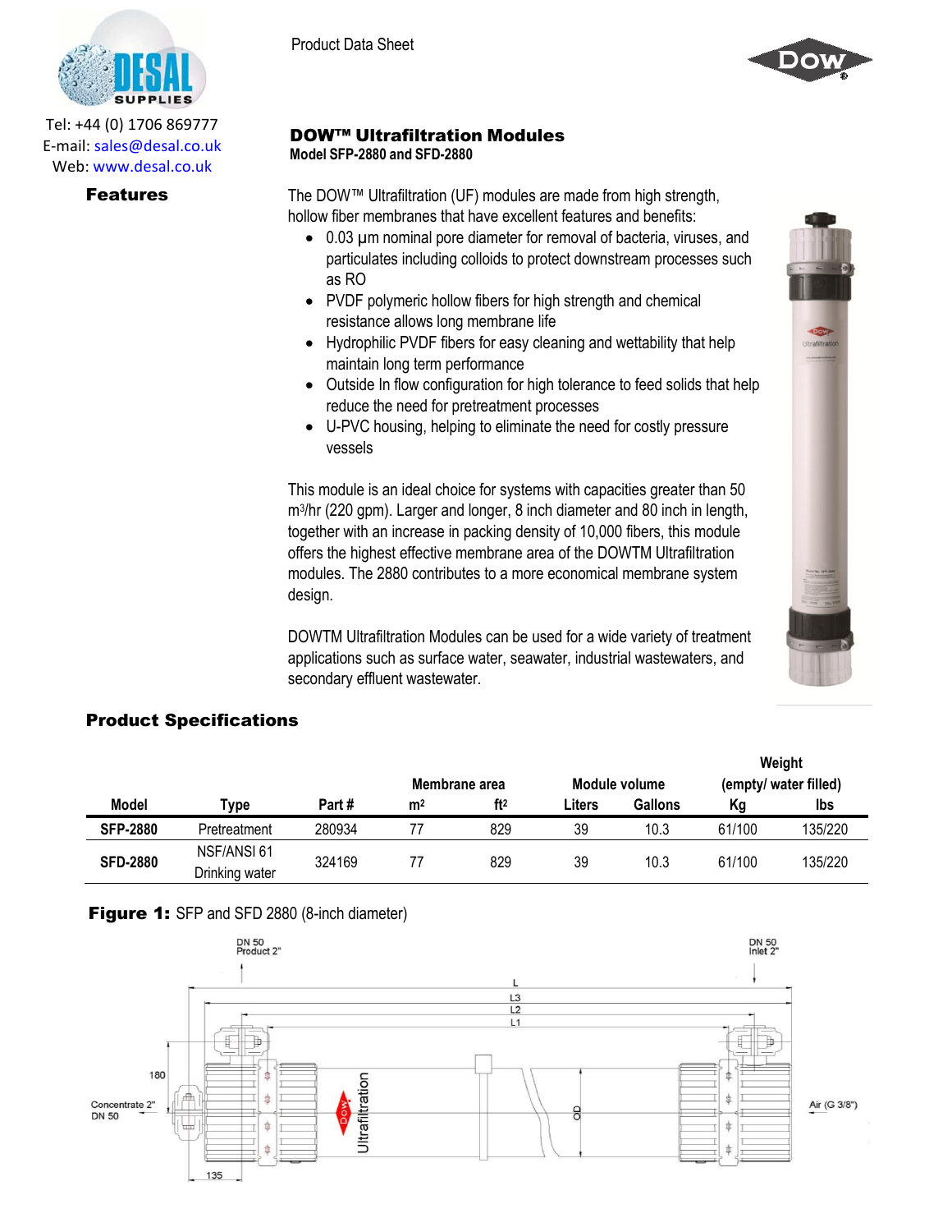Tel: +44 (0) 1706 869777
E-mail: sales@desal.co.uk
Web: www.desal.co.uk

Product Data Sheet

# DOW™ Ultrafiltration Modules

**Model SFP-2880 and SFD-2880**

## Features

The DOW™ Ultrafiltration (UF) modules are made from high strength, hollow fiber membranes that have excellent features and benefits:

- 0.03 µm nominal pore diameter for removal of bacteria, viruses, and particulates including colloids to protect downstream processes such as RO
- PVDF polymeric hollow fibers for high strength and chemical resistance allows long membrane life
- Hydrophilic PVDF fibers for easy cleaning and wettability that help maintain long term performance
- Outside In flow configuration for high tolerance to feed solids that help reduce the need for pretreatment processes
- U-PVC housing, helping to eliminate the need for costly pressure vessels

This module is an ideal choice for systems with capacities greater than 50 m$^3$/hr (220 gpm). Larger and longer, 8 inch diameter and 80 inch in length, together with an increase in packing density of 10,000 fibers, this module offers the highest effective membrane area of the DOWTM Ultrafiltration modules. The 2880 contributes to a more economical membrane system design.

DOWTM Ultrafiltration Modules can be used for a wide variety of treatment applications such as surface water, seawater, industrial wastewaters, and secondary effluent wastewater.

## Product Specifications

| Model | Type | Part # | Membrane area | | Module volume | | Weight (empty/ water filled) | |
|---|---|---|---|---|---|---|---|---|
| | | | m$^2$ | ft$^2$ | Liters | Gallons | Kg | lbs |
| **SFP-2880** | Pretreatment | 280934 | 77 | 829 | 39 | 10.3 | 61/100 | 135/220 |
| **SFD-2880** | NSF/ANSI 61 Drinking water | 324169 | 77 | 829 | 39 | 10.3 | 61/100 | 135/220 |

**Figure 1:** SFP and SFD 2880 (8-inch diameter)

DN 50 Product 2" — DN 50 Inlet 2" — L — L3 — L2 — L1 — 180 — Concentrate 2" DN 50 — OD — Air (G 3/8") — 135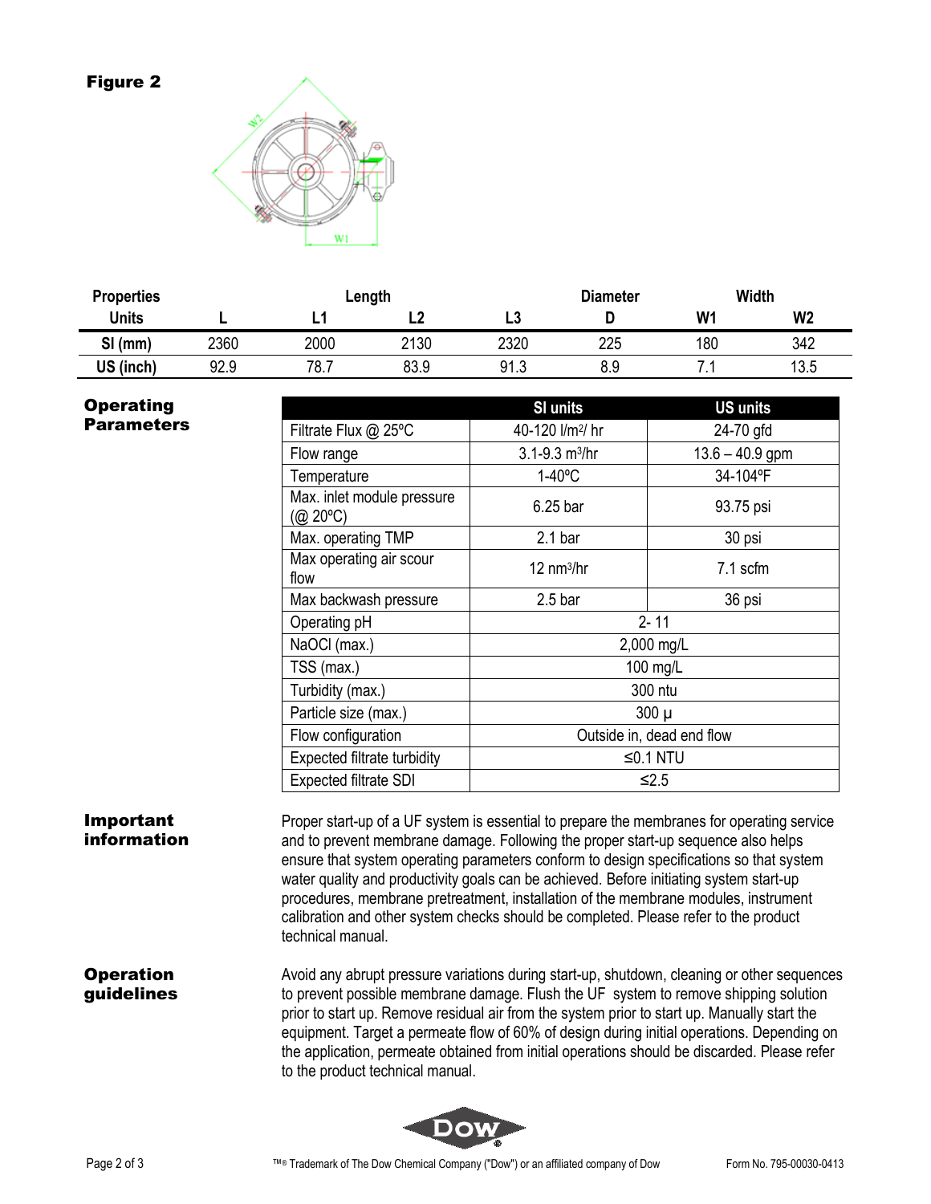**Figure 2**

| Properties | Length | | | | Diameter | Width | |
|---|---|---|---|---|---|---|---|
| Units | L | L1 | L2 | L3 | D | W1 | W2 |
| SI (mm) | 2360 | 2000 | 2130 | 2320 | 225 | 180 | 342 |
| US (inch) | 92.9 | 78.7 | 83.9 | 91.3 | 8.9 | 7.1 | 13.5 |

## Operating Parameters

| | SI units | US units |
|---|---|---|
| Filtrate Flux @ 25ºC | 40-120 l/m²/ hr | 24-70 gfd |
| Flow range | 3.1-9.3 m³/hr | 13.6 – 40.9 gpm |
| Temperature | 1-40ºC | 34-104ºF |
| Max. inlet module pressure (@ 20ºC) | 6.25 bar | 93.75 psi |
| Max. operating TMP | 2.1 bar | 30 psi |
| Max operating air scour flow | 12 nm³/hr | 7.1 scfm |
| Max backwash pressure | 2.5 bar | 36 psi |
| Operating pH | 2- 11 | |
| NaOCl (max.) | 2,000 mg/L | |
| TSS (max.) | 100 mg/L | |
| Turbidity (max.) | 300 ntu | |
| Particle size (max.) | 300 µ | |
| Flow configuration | Outside in, dead end flow | |
| Expected filtrate turbidity | ≤0.1 NTU | |
| Expected filtrate SDI | ≤2.5 | |

## Important information

Proper start-up of a UF system is essential to prepare the membranes for operating service and to prevent membrane damage. Following the proper start-up sequence also helps ensure that system operating parameters conform to design specifications so that system water quality and productivity goals can be achieved. Before initiating system start-up procedures, membrane pretreatment, installation of the membrane modules, instrument calibration and other system checks should be completed. Please refer to the product technical manual.

## Operation guidelines

Avoid any abrupt pressure variations during start-up, shutdown, cleaning or other sequences to prevent possible membrane damage. Flush the UF system to remove shipping solution prior to start up. Remove residual air from the system prior to start up. Manually start the equipment. Target a permeate flow of 60% of design during initial operations. Depending on the application, permeate obtained from initial operations should be discarded. Please refer to the product technical manual.

™® Trademark of The Dow Chemical Company ("Dow") or an affiliated company of Dow

Form No. 795-00030-0413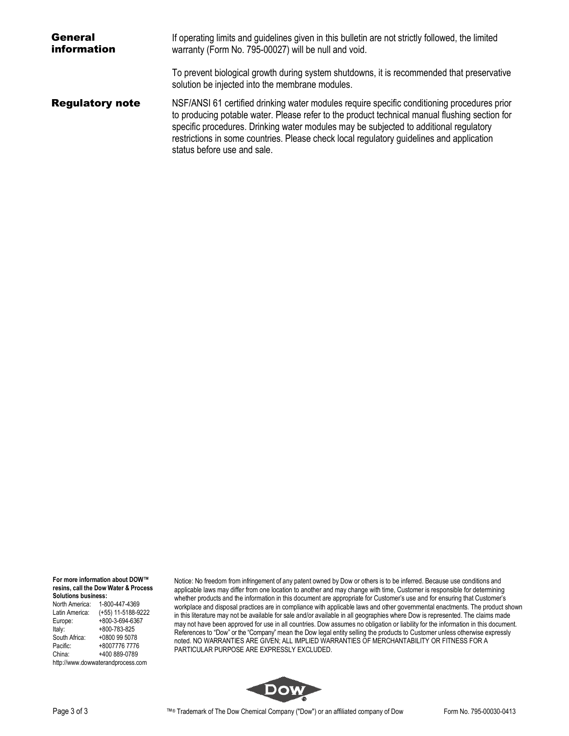## General information

If operating limits and guidelines given in this bulletin are not strictly followed, the limited warranty (Form No. 795-00027) will be null and void.

To prevent biological growth during system shutdowns, it is recommended that preservative solution be injected into the membrane modules.

## Regulatory note

NSF/ANSI 61 certified drinking water modules require specific conditioning procedures prior to producing potable water. Please refer to the product technical manual flushing section for specific procedures. Drinking water modules may be subjected to additional regulatory restrictions in some countries. Please check local regulatory guidelines and application status before use and sale.

**For more information about DOW™ resins, call the Dow Water & Process Solutions business:**

North America: 1-800-447-4369
Latin America: (+55) 11-5188-9222
Europe: +800-3-694-6367
Italy: +800-783-825
South Africa: +0800 99 5078
Pacific: +8007776 7776
China: +400 889-0789
http://www.dowwaterandprocess.com

Notice: No freedom from infringement of any patent owned by Dow or others is to be inferred. Because use conditions and applicable laws may differ from one location to another and may change with time, Customer is responsible for determining whether products and the information in this document are appropriate for Customer's use and for ensuring that Customer's workplace and disposal practices are in compliance with applicable laws and other governmental enactments. The product shown in this literature may not be available for sale and/or available in all geographies where Dow is represented. The claims made may not have been approved for use in all countries. Dow assumes no obligation or liability for the information in this document. References to "Dow" or the "Company" mean the Dow legal entity selling the products to Customer unless otherwise expressly noted. NO WARRANTIES ARE GIVEN; ALL IMPLIED WARRANTIES OF MERCHANTABILITY OR FITNESS FOR A PARTICULAR PURPOSE ARE EXPRESSLY EXCLUDED.

™® Trademark of The Dow Chemical Company ("Dow") or an affiliated company of Dow

Form No. 795-00030-0413